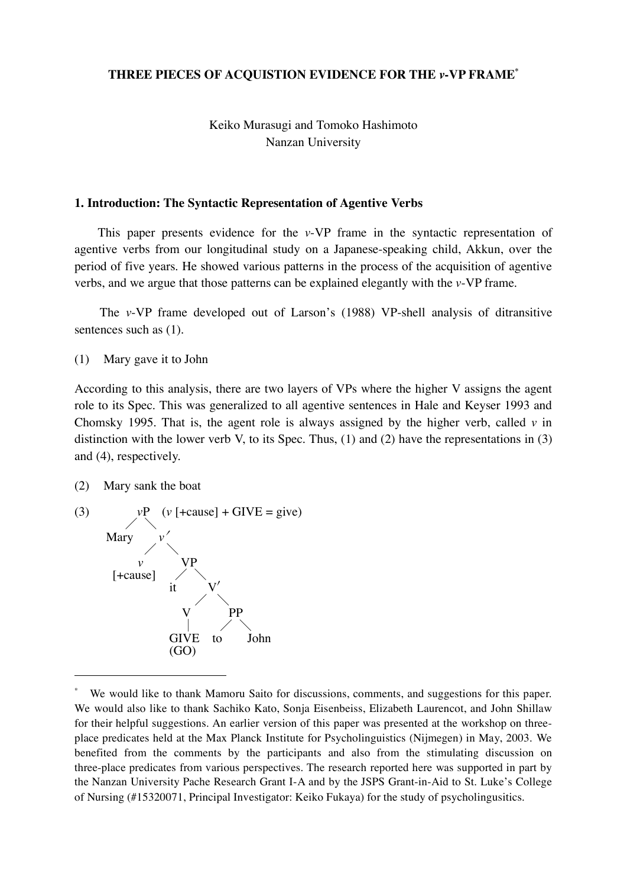**THREE PIECES OF ACQUISTION EVIDENCE FOR THE *v*-VP FRAME**[*]

Keiko Murasugi and Tomoko Hashimoto
Nanzan University

## 1. Introduction: The Syntactic Representation of Agentive Verbs

This paper presents evidence for the *v*-VP frame in the syntactic representation of agentive verbs from our longitudinal study on a Japanese-speaking child, Akkun, over the period of five years. He showed various patterns in the process of the acquisition of agentive verbs, and we argue that those patterns can be explained elegantly with the *v*-VP frame.

The *v*-VP frame developed out of Larson's (1988) VP-shell analysis of ditransitive sentences such as (1).

(1) Mary gave it to John

According to this analysis, there are two layers of VPs where the higher V assigns the agent role to its Spec. This was generalized to all agentive sentences in Hale and Keyser 1993 and Chomsky 1995. That is, the agent role is always assigned by the higher verb, called *v* in distinction with the lower verb V, to its Spec. Thus, (1) and (2) have the representations in (3) and (4), respectively.

(2) Mary sank the boat

(3) [*v*P Mary [*v*′ [*v* [+cause]] [VP it [V′ [V GIVE (GO)] [PP to John]]]]]   (*v* [+cause] + GIVE = give)

```
(3)          vP    (v [+cause] + GIVE = give)
            /  \
        Mary    v′
               /  \
              v    VP
        [+cause]  /  \
                it    V′
                     /  \
                    V    PP
                    |   /  \
                 GIVE  to   John
                 (GO)
```

---

[*] We would like to thank Mamoru Saito for discussions, comments, and suggestions for this paper. We would also like to thank Sachiko Kato, Sonja Eisenbeiss, Elizabeth Laurencot, and John Shillaw for their helpful suggestions. An earlier version of this paper was presented at the workshop on three-place predicates held at the Max Planck Institute for Psycholinguistics (Nijmegen) in May, 2003. We benefited from the comments by the participants and also from the stimulating discussion on three-place predicates from various perspectives. The research reported here was supported in part by the Nanzan University Pache Research Grant I-A and by the JSPS Grant-in-Aid to St. Luke's College of Nursing (#15320071, Principal Investigator: Keiko Fukaya) for the study of psycholingusitics.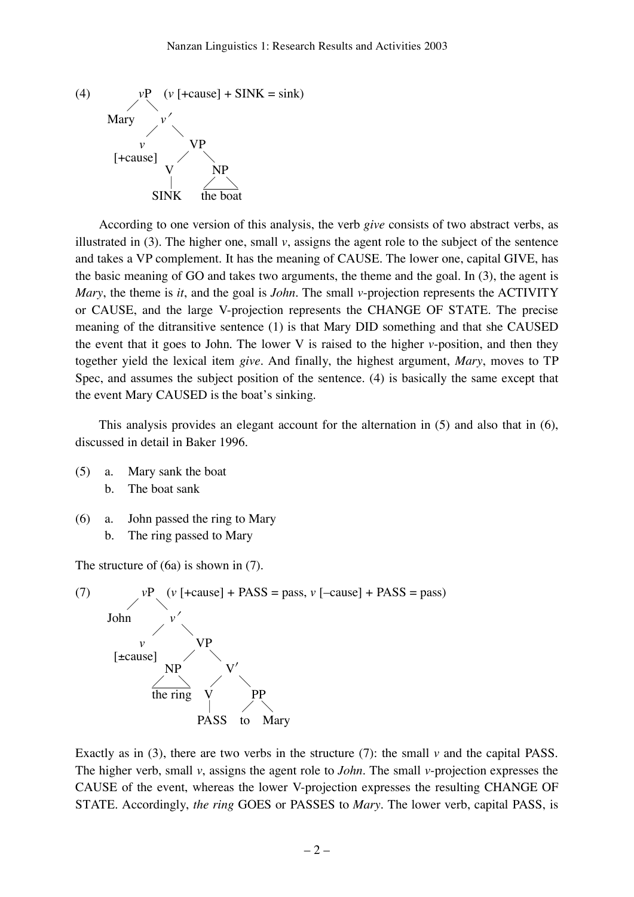(4) *v*P (*v* [+cause] + SINK = sink)

```
            vP
           /  \
       Mary    v′
              /  \
             v    VP
      [+cause]   /  \
                V    NP
                |    / \
              SINK  the boat
```

According to one version of this analysis, the verb *give* consists of two abstract verbs, as illustrated in (3). The higher one, small *v*, assigns the agent role to the subject of the sentence and takes a VP complement. It has the meaning of CAUSE. The lower one, capital GIVE, has the basic meaning of GO and takes two arguments, the theme and the goal. In (3), the agent is *Mary*, the theme is *it*, and the goal is *John*. The small *v*-projection represents the ACTIVITY or CAUSE, and the large V-projection represents the CHANGE OF STATE. The precise meaning of the ditransitive sentence (1) is that Mary DID something and that she CAUSED the event that it goes to John. The lower V is raised to the higher *v*-position, and then they together yield the lexical item *give*. And finally, the highest argument, *Mary*, moves to TP Spec, and assumes the subject position of the sentence. (4) is basically the same except that the event Mary CAUSED is the boat's sinking.

This analysis provides an elegant account for the alternation in (5) and also that in (6), discussed in detail in Baker 1996.

(5) a. Mary sank the boat
    b. The boat sank

(6) a. John passed the ring to Mary
    b. The ring passed to Mary

The structure of (6a) is shown in (7).

(7) *v*P (*v* [+cause] + PASS = pass, *v* [–cause] + PASS = pass)

```
            vP
           /  \
       John    v′
              /  \
             v    VP
      [±cause]   /  \
               NP    V′
               / \   / \
         the ring   V   PP
                    |   / \
                  PASS to  Mary
```

Exactly as in (3), there are two verbs in the structure (7): the small *v* and the capital PASS. The higher verb, small *v*, assigns the agent role to *John*. The small *v*-projection expresses the CAUSE of the event, whereas the lower V-projection expresses the resulting CHANGE OF STATE. Accordingly, *the ring* GOES or PASSES to *Mary*. The lower verb, capital PASS, is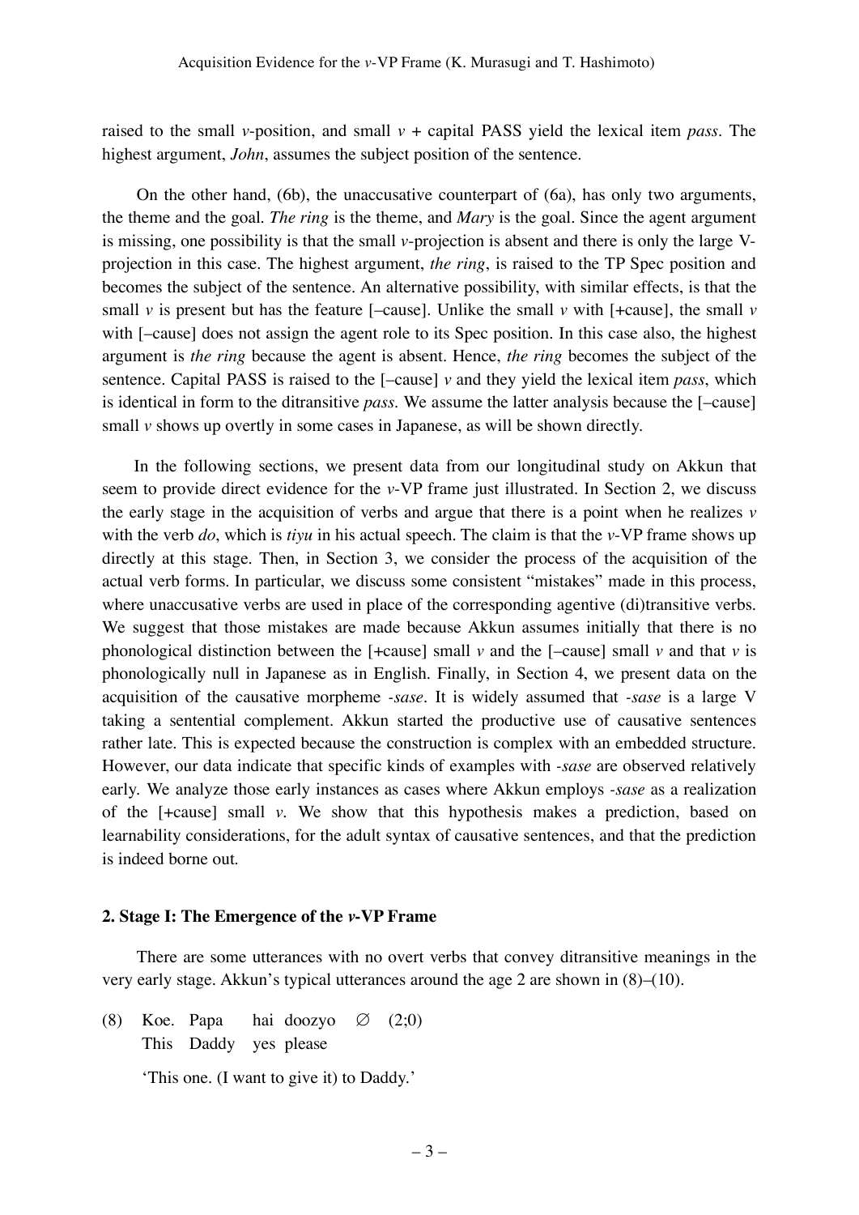raised to the small *v*-position, and small *v* + capital PASS yield the lexical item *pass*. The highest argument, *John*, assumes the subject position of the sentence.

On the other hand, (6b), the unaccusative counterpart of (6a), has only two arguments, the theme and the goal. *The ring* is the theme, and *Mary* is the goal. Since the agent argument is missing, one possibility is that the small *v*-projection is absent and there is only the large V-projection in this case. The highest argument, *the ring*, is raised to the TP Spec position and becomes the subject of the sentence. An alternative possibility, with similar effects, is that the small *v* is present but has the feature [–cause]. Unlike the small *v* with [+cause], the small *v* with [–cause] does not assign the agent role to its Spec position. In this case also, the highest argument is *the ring* because the agent is absent. Hence, *the ring* becomes the subject of the sentence. Capital PASS is raised to the [–cause] *v* and they yield the lexical item *pass*, which is identical in form to the ditransitive *pass*. We assume the latter analysis because the [–cause] small *v* shows up overtly in some cases in Japanese, as will be shown directly.

In the following sections, we present data from our longitudinal study on Akkun that seem to provide direct evidence for the *v*-VP frame just illustrated. In Section 2, we discuss the early stage in the acquisition of verbs and argue that there is a point when he realizes *v* with the verb *do*, which is *tiyu* in his actual speech. The claim is that the *v*-VP frame shows up directly at this stage. Then, in Section 3, we consider the process of the acquisition of the actual verb forms. In particular, we discuss some consistent "mistakes" made in this process, where unaccusative verbs are used in place of the corresponding agentive (di)transitive verbs. We suggest that those mistakes are made because Akkun assumes initially that there is no phonological distinction between the [+cause] small *v* and the [–cause] small *v* and that *v* is phonologically null in Japanese as in English. Finally, in Section 4, we present data on the acquisition of the causative morpheme *-sase*. It is widely assumed that *-sase* is a large V taking a sentential complement. Akkun started the productive use of causative sentences rather late. This is expected because the construction is complex with an embedded structure. However, our data indicate that specific kinds of examples with *-sase* are observed relatively early. We analyze those early instances as cases where Akkun employs *-sase* as a realization of the [+cause] small *v*. We show that this hypothesis makes a prediction, based on learnability considerations, for the adult syntax of causative sentences, and that the prediction is indeed borne out.

## 2. Stage I: The Emergence of the *v*-VP Frame

There are some utterances with no overt verbs that convey ditransitive meanings in the very early stage. Akkun's typical utterances around the age 2 are shown in (8)–(10).

(8) Koe. Papa hai doozyo ∅ (2;0)
This Daddy yes please

'This one. (I want to give it) to Daddy.'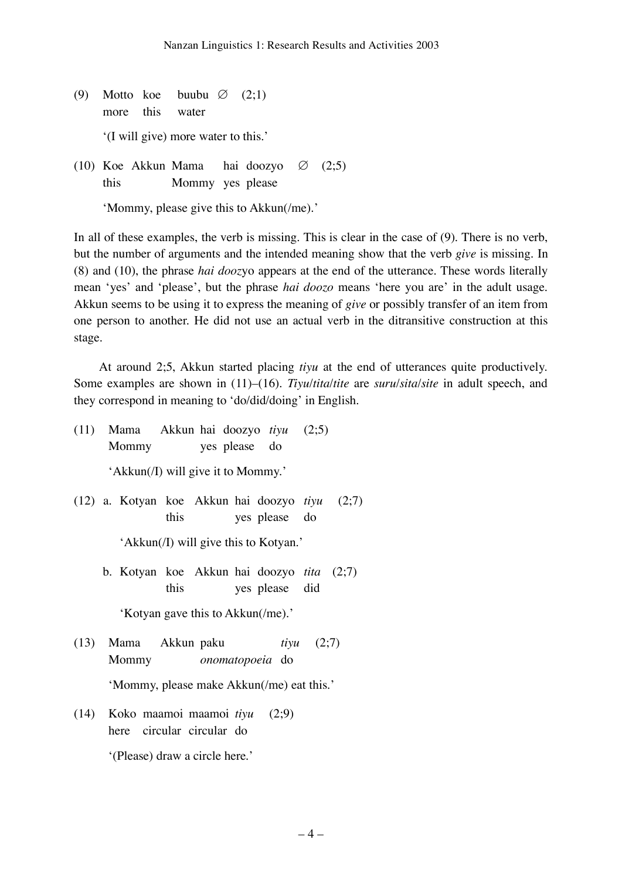(9) Motto koe buubu ∅ (2;1)
more this water

'(I will give) more water to this.'

(10) Koe Akkun Mama hai doozyo ∅ (2;5)
this Mommy yes please

'Mommy, please give this to Akkun(/me).'

In all of these examples, the verb is missing. This is clear in the case of (9). There is no verb, but the number of arguments and the intended meaning show that the verb *give* is missing. In (8) and (10), the phrase *hai dooz*yo appears at the end of the utterance. These words literally mean 'yes' and 'please', but the phrase *hai doozo* means 'here you are' in the adult usage. Akkun seems to be using it to express the meaning of *give* or possibly transfer of an item from one person to another. He did not use an actual verb in the ditransitive construction at this stage.

At around 2;5, Akkun started placing *tiyu* at the end of utterances quite productively. Some examples are shown in (11)–(16). *Tiyu*/*tita*/*tite* are *suru*/*sita*/*site* in adult speech, and they correspond in meaning to 'do/did/doing' in English.

(11) Mama Akkun hai doozyo *tiyu* (2;5)
Mommy yes please do

'Akkun(/I) will give it to Mommy.'

(12) a. Kotyan koe Akkun hai doozyo *tiyu* (2;7)
this yes please do

'Akkun(/I) will give this to Kotyan.'

b. Kotyan koe Akkun hai doozyo *tita* (2;7)
this yes please did

'Kotyan gave this to Akkun(/me).'

(13) Mama Akkun paku *tiyu* (2;7)
Mommy *onomatopoeia* do

'Mommy, please make Akkun(/me) eat this.'

(14) Koko maamoi maamoi *tiyu* (2;9)
here circular circular do

'(Please) draw a circle here.'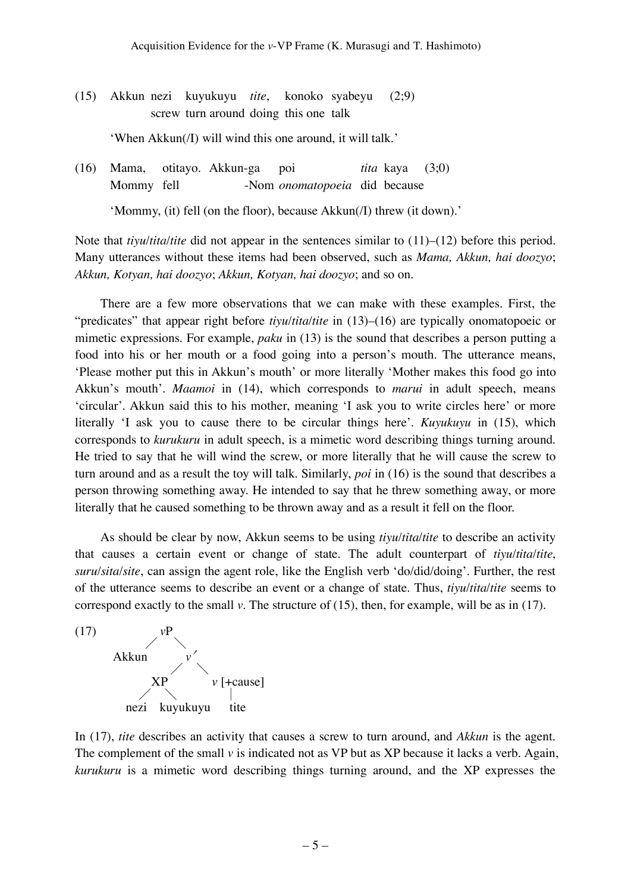(15) Akkun nezi kuyukuyu *tite*, konoko syabeyu (2;9)
 screw turn around doing this one talk

 'When Akkun(/I) will wind this one around, it will talk.'

(16) Mama, otitayo. Akkun-ga poi *tita* kaya (3;0)
 Mommy fell -Nom *onomatopoeia* did because

 'Mommy, (it) fell (on the floor), because Akkun(/I) threw (it down).'

Note that *tiyu*/*tita*/*tite* did not appear in the sentences similar to (11)–(12) before this period. Many utterances without these items had been observed, such as *Mama, Akkun, hai doozyo*; *Akkun, Kotyan, hai doozyo*; *Akkun, Kotyan, hai doozyo*; and so on.

There are a few more observations that we can make with these examples. First, the "predicates" that appear right before *tiyu*/*tita*/*tite* in (13)–(16) are typically onomatopoeic or mimetic expressions. For example, *paku* in (13) is the sound that describes a person putting a food into his or her mouth or a food going into a person's mouth. The utterance means, 'Please mother put this in Akkun's mouth' or more literally 'Mother makes this food go into Akkun's mouth'. *Maamoi* in (14), which corresponds to *marui* in adult speech, means 'circular'. Akkun said this to his mother, meaning 'I ask you to write circles here' or more literally 'I ask you to cause there to be circular things here'. *Kuyukuyu* in (15), which corresponds to *kurukuru* in adult speech, is a mimetic word describing things turning around. He tried to say that he will wind the screw, or more literally that he will cause the screw to turn around and as a result the toy will talk. Similarly, *poi* in (16) is the sound that describes a person throwing something away. He intended to say that he threw something away, or more literally that he caused something to be thrown away and as a result it fell on the floor.

As should be clear by now, Akkun seems to be using *tiyu*/*tita*/*tite* to describe an activity that causes a certain event or change of state. The adult counterpart of *tiyu*/*tita*/*tite*, *suru*/*sita*/*site*, can assign the agent role, like the English verb 'do/did/doing'. Further, the rest of the utterance seems to describe an event or a change of state. Thus, *tiyu*/*tita*/*tite* seems to correspond exactly to the small *v*. The structure of (15), then, for example, will be as in (17).

(17)
```
            vP
           /  \
      Akkun    v′
              /  \
            XP    v [+cause]
           /  \    |
        nezi kuyukuyu tite
```

In (17), *tite* describes an activity that causes a screw to turn around, and *Akkun* is the agent. The complement of the small *v* is indicated not as VP but as XP because it lacks a verb. Again, *kurukuru* is a mimetic word describing things turning around, and the XP expresses the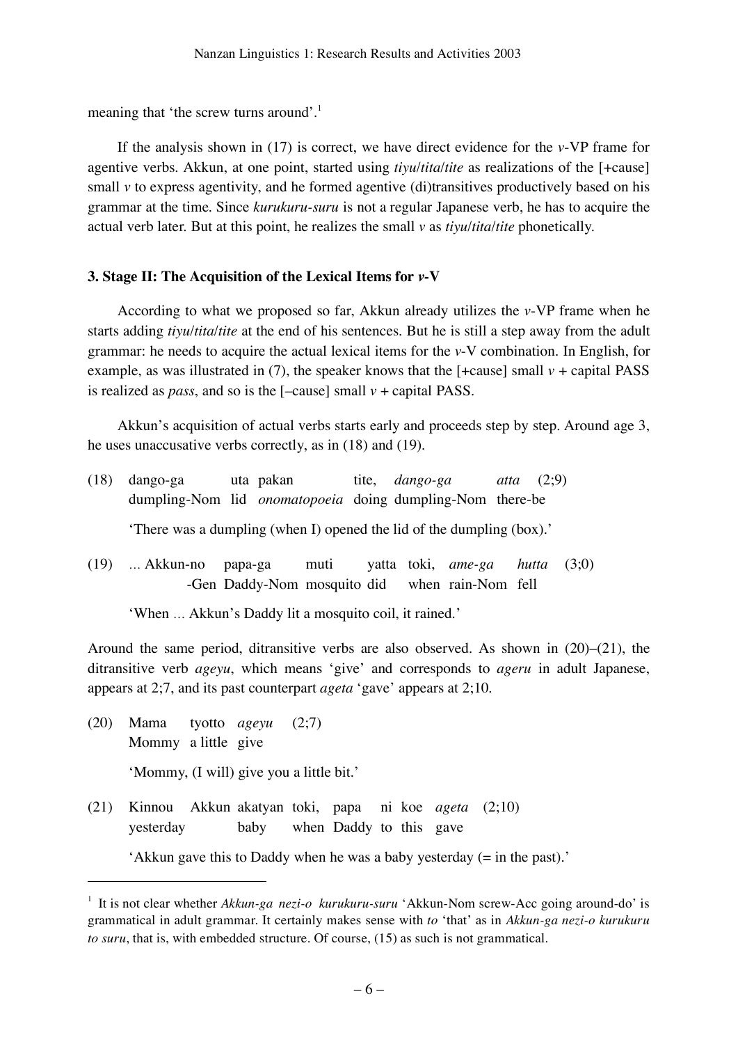meaning that 'the screw turns around'.[1]

If the analysis shown in (17) is correct, we have direct evidence for the *v*-VP frame for agentive verbs. Akkun, at one point, started using *tiyu*/*tita*/*tite* as realizations of the [+cause] small *v* to express agentivity, and he formed agentive (di)transitives productively based on his grammar at the time. Since *kurukuru-suru* is not a regular Japanese verb, he has to acquire the actual verb later. But at this point, he realizes the small *v* as *tiyu*/*tita*/*tite* phonetically.

### 3. Stage II: The Acquisition of the Lexical Items for *v*-V

According to what we proposed so far, Akkun already utilizes the *v*-VP frame when he starts adding *tiyu*/*tita*/*tite* at the end of his sentences. But he is still a step away from the adult grammar: he needs to acquire the actual lexical items for the *v*-V combination. In English, for example, as was illustrated in (7), the speaker knows that the [+cause] small *v* + capital PASS is realized as *pass*, and so is the [–cause] small *v* + capital PASS.

Akkun's acquisition of actual verbs starts early and proceeds step by step. Around age 3, he uses unaccusative verbs correctly, as in (18) and (19).

(18) dango-ga uta pakan tite, *dango-ga atta* (2;9)
dumpling-Nom lid *onomatopoeia* doing dumpling-Nom there-be

'There was a dumpling (when I) opened the lid of the dumpling (box).'

(19) ... Akkun-no papa-ga muti yatta toki, *ame-ga hutta* (3;0)
-Gen Daddy-Nom mosquito did when rain-Nom fell

'When ... Akkun's Daddy lit a mosquito coil, it rained.'

Around the same period, ditransitive verbs are also observed. As shown in (20)–(21), the ditransitive verb *ageyu*, which means 'give' and corresponds to *ageru* in adult Japanese, appears at 2;7, and its past counterpart *ageta* 'gave' appears at 2;10.

(20) Mama tyotto *ageyu* (2;7)
Mommy a little give

'Mommy, (I will) give you a little bit.'

(21) Kinnou Akkun akatyan toki, papa ni koe *ageta* (2;10)
yesterday baby when Daddy to this gave

'Akkun gave this to Daddy when he was a baby yesterday (= in the past).'

---

[1] It is not clear whether *Akkun-ga nezi-o kurukuru-suru* 'Akkun-Nom screw-Acc going around-do' is grammatical in adult grammar. It certainly makes sense with *to* 'that' as in *Akkun-ga nezi-o kurukuru to suru*, that is, with embedded structure. Of course, (15) as such is not grammatical.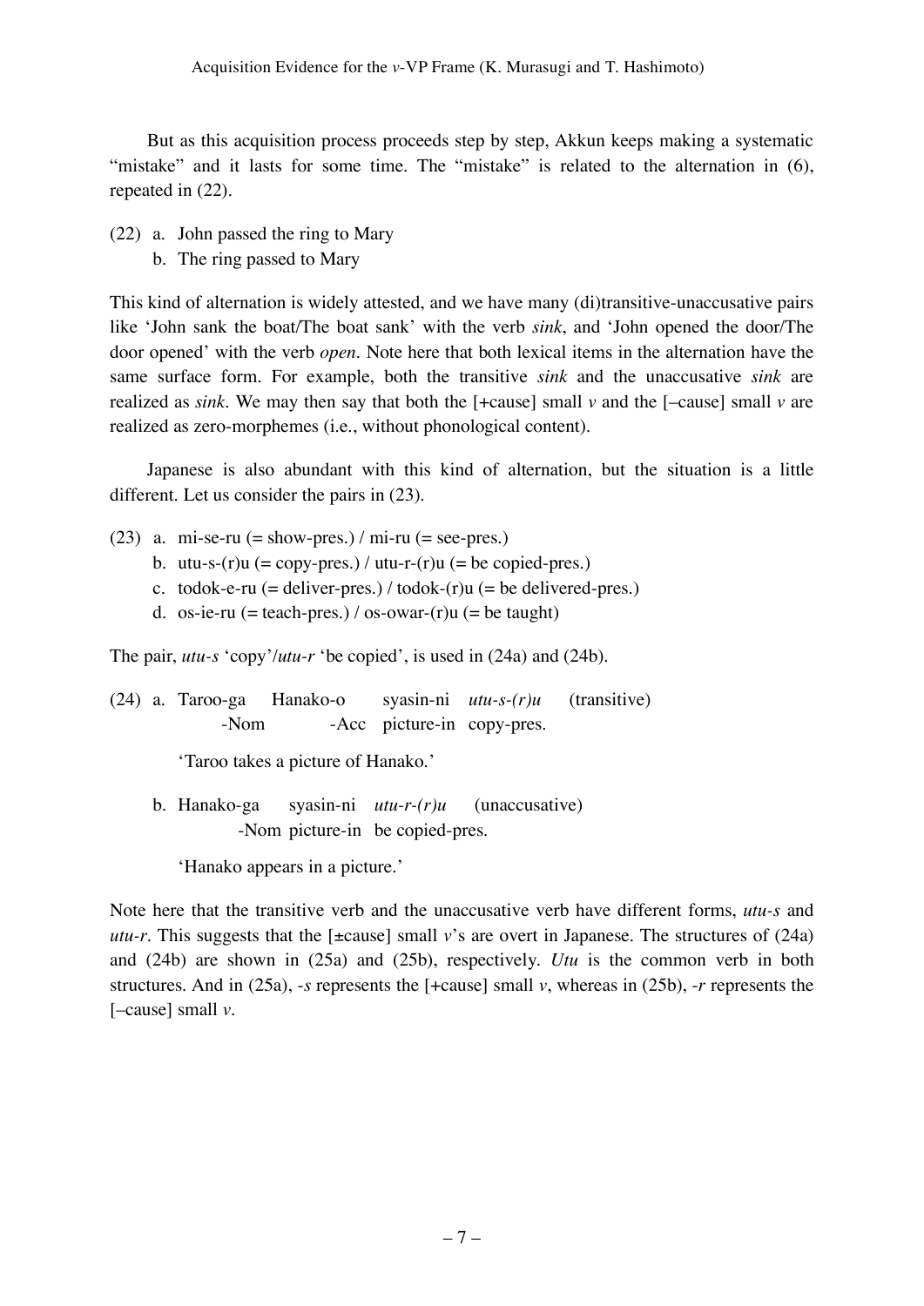But as this acquisition process proceeds step by step, Akkun keeps making a systematic "mistake" and it lasts for some time. The "mistake" is related to the alternation in (6), repeated in (22).

(22) a. John passed the ring to Mary
 b. The ring passed to Mary

This kind of alternation is widely attested, and we have many (di)transitive-unaccusative pairs like 'John sank the boat/The boat sank' with the verb *sink*, and 'John opened the door/The door opened' with the verb *open*. Note here that both lexical items in the alternation have the same surface form. For example, both the transitive *sink* and the unaccusative *sink* are realized as *sink*. We may then say that both the [+cause] small *v* and the [–cause] small *v* are realized as zero-morphemes (i.e., without phonological content).

Japanese is also abundant with this kind of alternation, but the situation is a little different. Let us consider the pairs in (23).

(23) a. mi-se-ru (= show-pres.) / mi-ru (= see-pres.)
 b. utu-s-(r)u (= copy-pres.) / utu-r-(r)u (= be copied-pres.)
 c. todok-e-ru (= deliver-pres.) / todok-(r)u (= be delivered-pres.)
 d. os-ie-ru (= teach-pres.) / os-owar-(r)u (= be taught)

The pair, *utu-s* 'copy'/*utu-r* 'be copied', is used in (24a) and (24b).

(24) a. Taroo-ga Hanako-o syasin-ni *utu-s-(r)u* (transitive)
 -Nom -Acc picture-in copy-pres.

 'Taroo takes a picture of Hanako.'

 b. Hanako-ga syasin-ni *utu-r-(r)u* (unaccusative)
 -Nom picture-in be copied-pres.

 'Hanako appears in a picture.'

Note here that the transitive verb and the unaccusative verb have different forms, *utu-s* and *utu-r*. This suggests that the [±cause] small *v*'s are overt in Japanese. The structures of (24a) and (24b) are shown in (25a) and (25b), respectively. *Utu* is the common verb in both structures. And in (25a), *-s* represents the [+cause] small *v*, whereas in (25b), *-r* represents the [–cause] small *v*.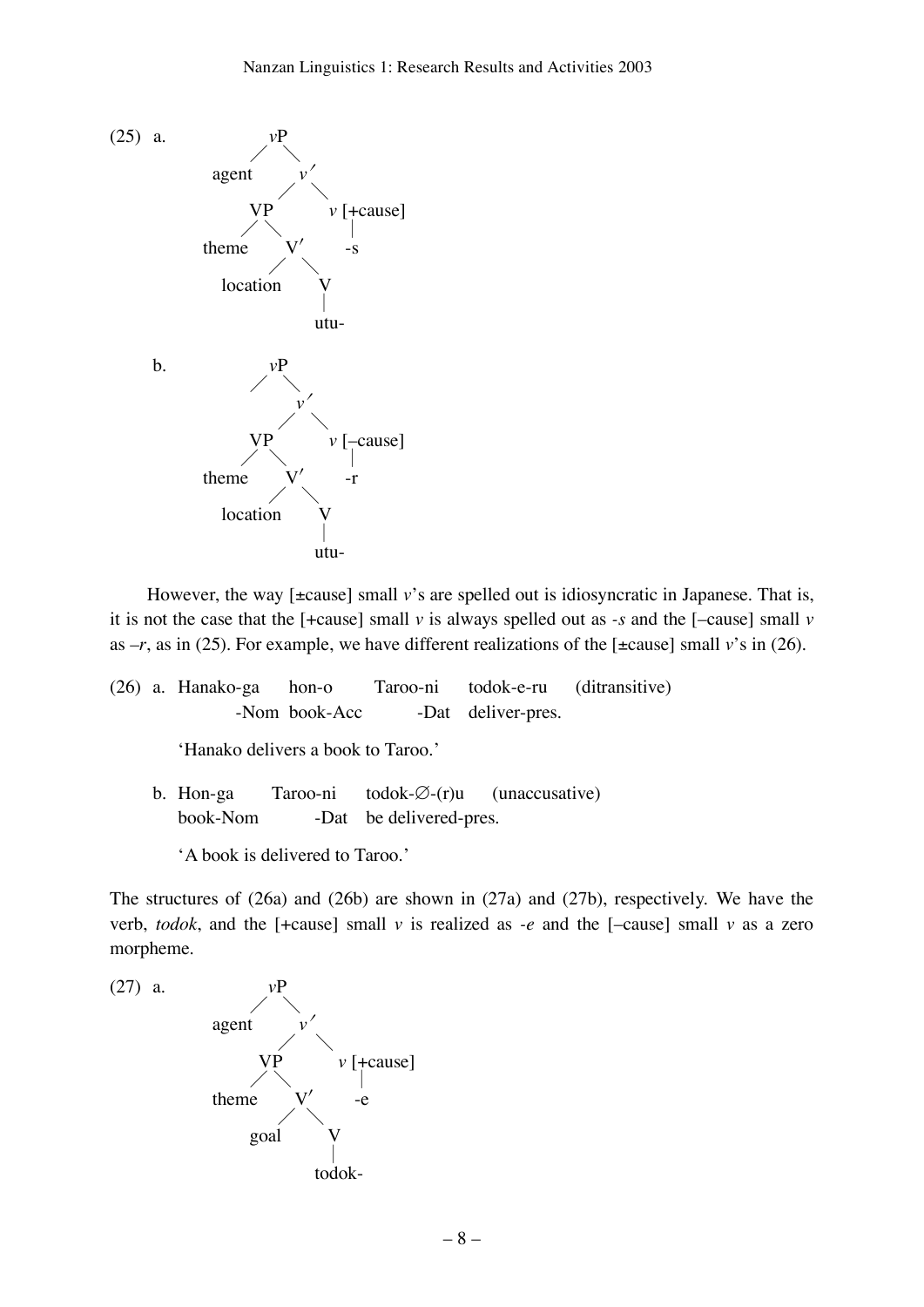(25) a.

```
            vP
          /    \
     agent      v′
              /    \
           VP        v [+cause]
          /  \          |
     theme    V′        -s
             /  \
      location    V
                  |
                 utu-
```

b.

```
            vP
          /    \
                v′
              /    \
           VP        v [–cause]
          /  \          |
     theme    V′        -r
             /  \
      location    V
                  |
                 utu-
```

However, the way [±cause] small *v*'s are spelled out is idiosyncratic in Japanese. That is, it is not the case that the [+cause] small *v* is always spelled out as *-s* and the [–cause] small *v* as *–r*, as in (25). For example, we have different realizations of the [±cause] small *v*'s in (26).

(26) a. Hanako-ga hon-o Taroo-ni todok-e-ru (ditransitive)
-Nom book-Acc -Dat deliver-pres.

'Hanako delivers a book to Taroo.'

b. Hon-ga Taroo-ni todok-∅-(r)u (unaccusative)
book-Nom -Dat be delivered-pres.

'A book is delivered to Taroo.'

The structures of (26a) and (26b) are shown in (27a) and (27b), respectively. We have the verb, *todok*, and the [+cause] small *v* is realized as *-e* and the [–cause] small *v* as a zero morpheme.

(27) a.

```
            vP
          /    \
     agent      v′
              /    \
           VP        v [+cause]
          /  \          |
     theme    V′        -e
             /  \
         goal     V
                  |
                todok-
```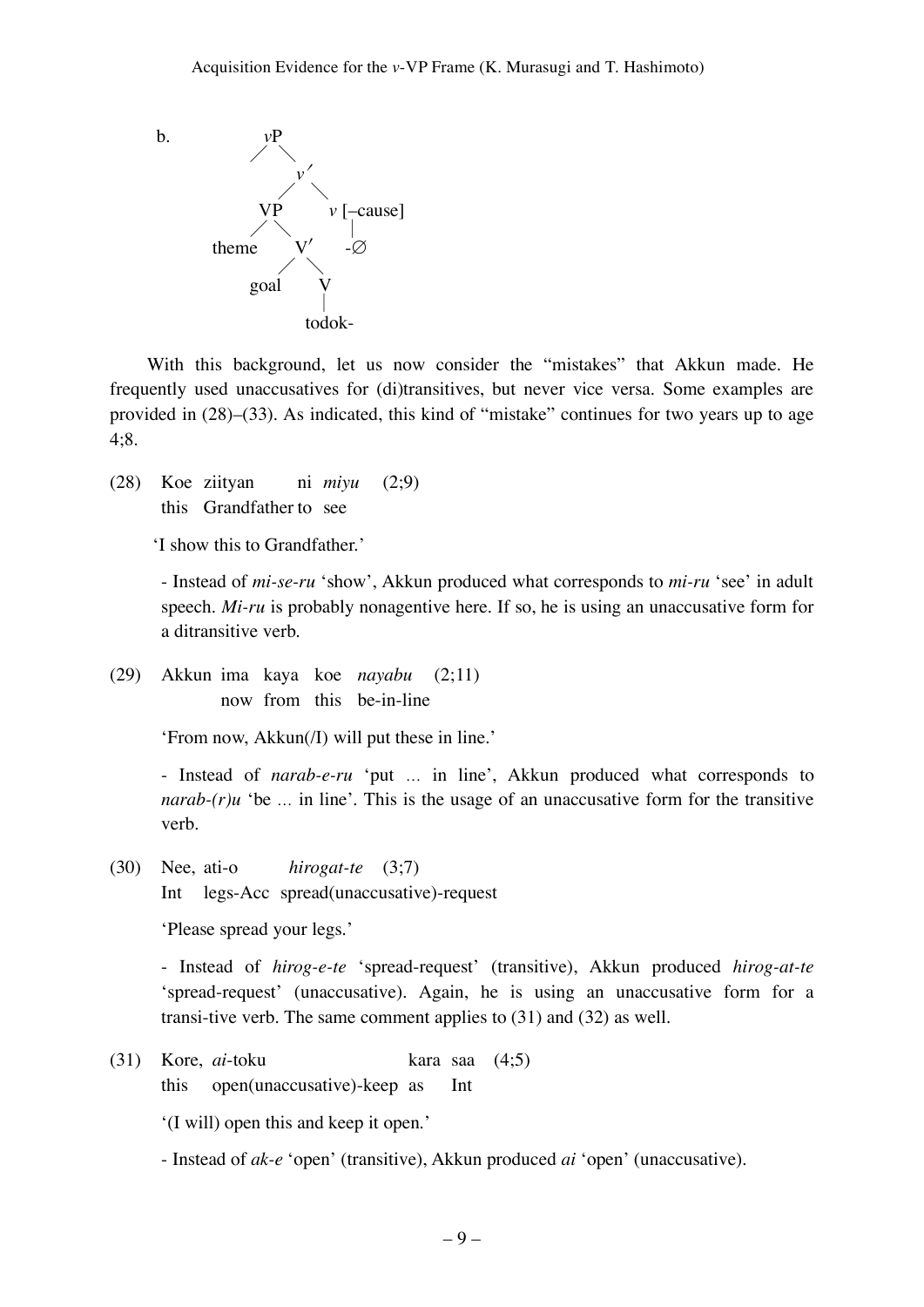b.

```
            vP
           /  \
              v′
             /  \
           VP    v [–cause]
          /  \   |
     theme    V′ -∅
             /  \
          goal   V
                 |
               todok-
```

With this background, let us now consider the “mistakes” that Akkun made. He frequently used unaccusatives for (di)transitives, but never vice versa. Some examples are provided in (28)–(33). As indicated, this kind of “mistake” continues for two years up to age 4;8.

(28) Koe ziityan ni *miyu* (2;9)
this Grandfather to see

‘I show this to Grandfather.’

- Instead of *mi-se-ru* ‘show’, Akkun produced what corresponds to *mi-ru* ‘see’ in adult speech. *Mi-ru* is probably nonagentive here. If so, he is using an unaccusative form for a ditransitive verb.

(29) Akkun ima kaya koe *nayabu* (2;11)
now from this be-in-line

‘From now, Akkun(/I) will put these in line.’

- Instead of *narab-e-ru* ‘put ... in line’, Akkun produced what corresponds to *narab-(r)u* ‘be ... in line’. This is the usage of an unaccusative form for the transitive verb.

(30) Nee, ati-o *hirogat-te* (3;7)
Int legs-Acc spread(unaccusative)-request

‘Please spread your legs.’

- Instead of *hirog-e-te* ‘spread-request’ (transitive), Akkun produced *hirog-at-te* ‘spread-request’ (unaccusative). Again, he is using an unaccusative form for a transi-tive verb. The same comment applies to (31) and (32) as well.

(31) Kore, *ai*-toku kara saa (4;5)
this open(unaccusative)-keep as Int

‘(I will) open this and keep it open.’

- Instead of *ak-e* ‘open’ (transitive), Akkun produced *ai* ‘open’ (unaccusative).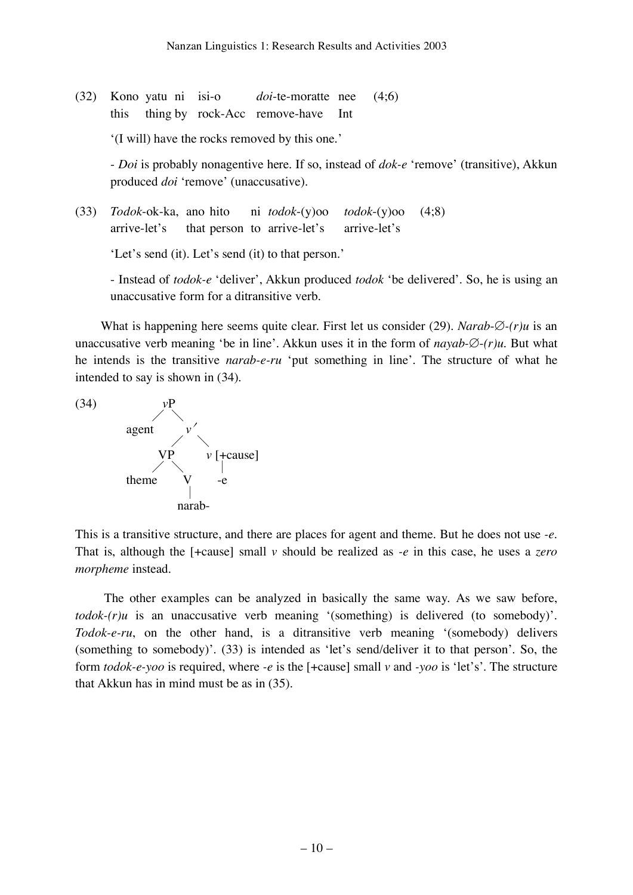(32) Kono yatu ni isi-o *doi*-te-moratte nee (4;6)
     this thing by rock-Acc remove-have Int

'(I will) have the rocks removed by this one.'

- *Doi* is probably nonagentive here. If so, instead of *dok-e* 'remove' (transitive), Akkun produced *doi* 'remove' (unaccusative).

(33) *Todok*-ok-ka, ano hito ni *todok*-(y)oo *todok*-(y)oo (4;8)
     arrive-let's that person to arrive-let's arrive-let's

'Let's send (it). Let's send (it) to that person.'

- Instead of *todok-e* 'deliver', Akkun produced *todok* 'be delivered'. So, he is using an unaccusative form for a ditransitive verb.

What is happening here seems quite clear. First let us consider (29). *Narab-∅-(r)u* is an unaccusative verb meaning 'be in line'. Akkun uses it in the form of *nayab-∅-(r)u.* But what he intends is the transitive *narab-e-ru* 'put something in line'. The structure of what he intended to say is shown in (34).

(34)
```
            vP
           /  \
      agent    v′
              /  \
            VP    v [+cause]
           /  \    |
      theme    V   -e
               |
             narab-
```

This is a transitive structure, and there are places for agent and theme. But he does not use *-e*. That is, although the [+cause] small *v* should be realized as *-e* in this case, he uses a *zero morpheme* instead.

The other examples can be analyzed in basically the same way. As we saw before, *todok-(r)u* is an unaccusative verb meaning '(something) is delivered (to somebody)'. *Todok-e-ru*, on the other hand, is a ditransitive verb meaning '(somebody) delivers (something to somebody)'. (33) is intended as 'let's send/deliver it to that person'. So, the form *todok-e-yoo* is required, where *-e* is the [+cause] small *v* and *-yoo* is 'let's'. The structure that Akkun has in mind must be as in (35).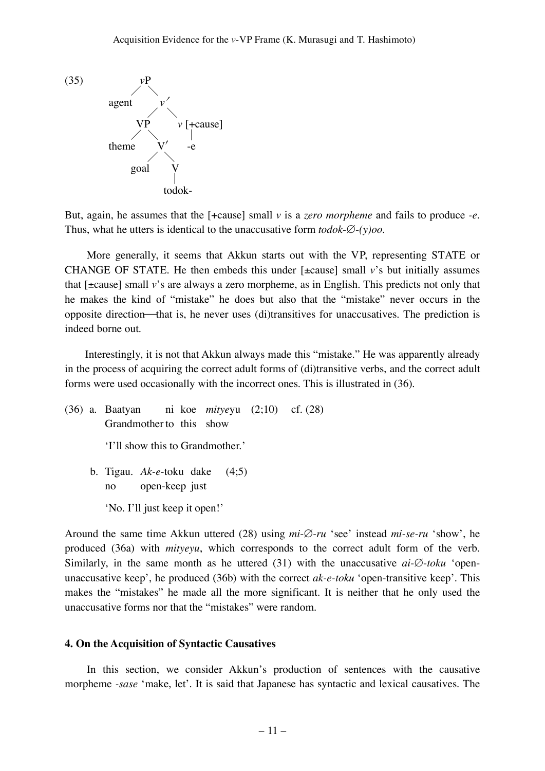(35)

```
              vP
            /    \
       agent      v′
                /    \
             VP       v [+cause]
            /  \        |
       theme    V′      -e
               /  \
           goal    V
                   |
                 todok-
```

But, again, he assumes that the [+cause] small *v* is a *zero morpheme* and fails to produce *-e*. Thus, what he utters is identical to the unaccusative form *todok-∅-(y)oo*.

More generally, it seems that Akkun starts out with the VP, representing STATE or CHANGE OF STATE. He then embeds this under [±cause] small *v*'s but initially assumes that [±cause] small *v*'s are always a zero morpheme, as in English. This predicts not only that he makes the kind of "mistake" he does but also that the "mistake" never occurs in the opposite direction—that is, he never uses (di)transitives for unaccusatives. The prediction is indeed borne out.

Interestingly, it is not that Akkun always made this "mistake." He was apparently already in the process of acquiring the correct adult forms of (di)transitive verbs, and the correct adult forms were used occasionally with the incorrect ones. This is illustrated in (36).

(36) a. Baatyan ni koe *mitye*yu (2;10) cf. (28)
Grandmother to this show

'I'll show this to Grandmother.'

b. Tigau. *Ak-e*-toku dake (4;5)
no open-keep just

'No. I'll just keep it open!'

Around the same time Akkun uttered (28) using *mi-∅-ru* 'see' instead *mi-se-ru* 'show', he produced (36a) with *mityeyu*, which corresponds to the correct adult form of the verb. Similarly, in the same month as he uttered (31) with the unaccusative *ai-∅-toku* 'open-unaccusative keep', he produced (36b) with the correct *ak-e-toku* 'open-transitive keep'. This makes the "mistakes" he made all the more significant. It is neither that he only used the unaccusative forms nor that the "mistakes" were random.

## 4. On the Acquisition of Syntactic Causatives

In this section, we consider Akkun's production of sentences with the causative morpheme *-sase* 'make, let'. It is said that Japanese has syntactic and lexical causatives. The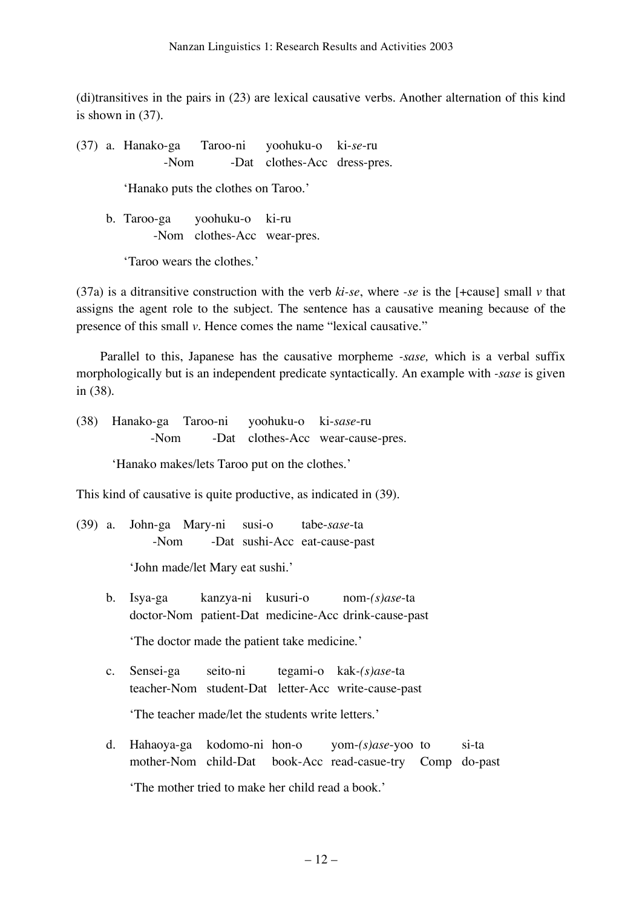(di)transitives in the pairs in (23) are lexical causative verbs. Another alternation of this kind is shown in (37).

(37) a. Hanako-ga     Taroo-ni     yoohuku-o     ki-*se*-ru
            -Nom              -Dat     clothes-Acc     dress-pres.

   'Hanako puts the clothes on Taroo.'

   b. Taroo-ga     yoohuku-o     ki-ru
          -Nom     clothes-Acc     wear-pres.

   'Taroo wears the clothes.'

(37a) is a ditransitive construction with the verb *ki-se*, where *-se* is the [+cause] small *v* that assigns the agent role to the subject. The sentence has a causative meaning because of the presence of this small *v*. Hence comes the name "lexical causative."

Parallel to this, Japanese has the causative morpheme *-sase,* which is a verbal suffix morphologically but is an independent predicate syntactically. An example with *-sase* is given in (38).

(38) Hanako-ga     Taroo-ni     yoohuku-o     ki-*sase*-ru
            -Nom              -Dat     clothes-Acc     wear-cause-pres.

   'Hanako makes/lets Taroo put on the clothes.'

This kind of causative is quite productive, as indicated in (39).

(39) a. John-ga     Mary-ni     susi-o     tabe-*sase*-ta
            -Nom              -Dat     sushi-Acc     eat-cause-past

   'John made/let Mary eat sushi.'

   b. Isya-ga     kanzya-ni     kusuri-o     nom-*(s)ase*-ta
      doctor-Nom     patient-Dat     medicine-Acc     drink-cause-past

   'The doctor made the patient take medicine.'

   c. Sensei-ga     seito-ni     tegami-o     kak-*(s)ase*-ta
      teacher-Nom     student-Dat     letter-Acc     write-cause-past

   'The teacher made/let the students write letters.'

   d. Hahaoya-ga     kodomo-ni     hon-o     yom-*(s)ase*-yoo     to     si-ta
      mother-Nom     child-Dat     book-Acc     read-casue-try     Comp     do-past

   'The mother tried to make her child read a book.'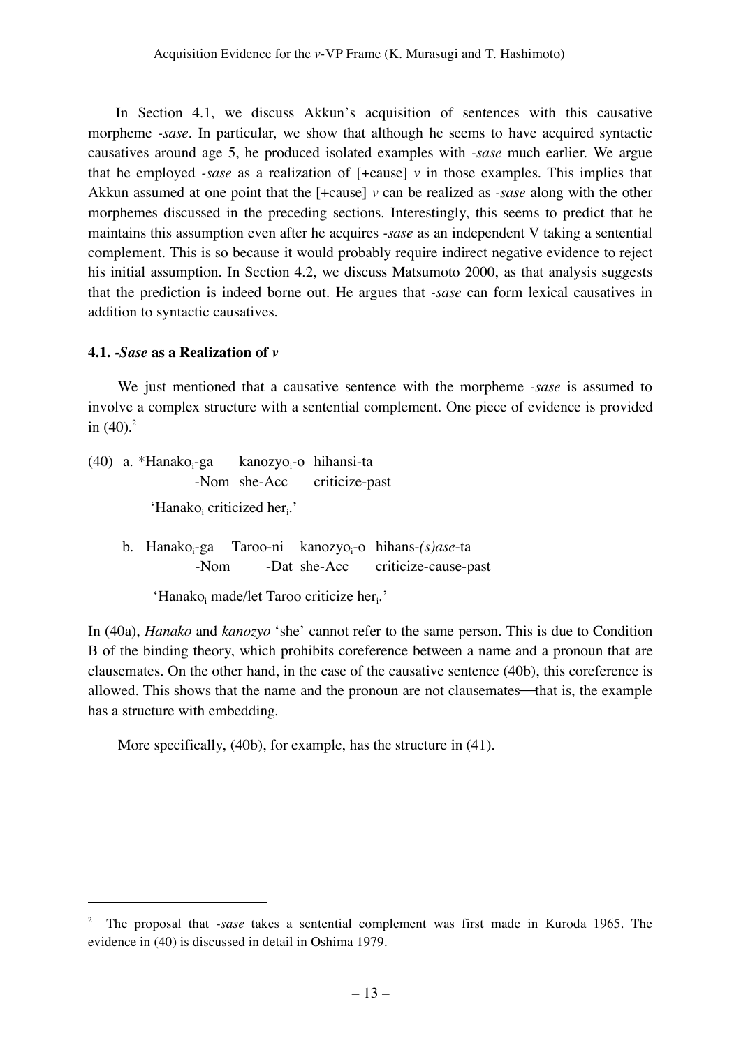In Section 4.1, we discuss Akkun's acquisition of sentences with this causative morpheme *-sase*. In particular, we show that although he seems to have acquired syntactic causatives around age 5, he produced isolated examples with *-sase* much earlier. We argue that he employed *-sase* as a realization of [+cause] *v* in those examples. This implies that Akkun assumed at one point that the [+cause] *v* can be realized as *-sase* along with the other morphemes discussed in the preceding sections. Interestingly, this seems to predict that he maintains this assumption even after he acquires *-sase* as an independent V taking a sentential complement. This is so because it would probably require indirect negative evidence to reject his initial assumption. In Section 4.2, we discuss Matsumoto 2000, as that analysis suggests that the prediction is indeed borne out. He argues that *-sase* can form lexical causatives in addition to syntactic causatives.

### 4.1. *-Sase* as a Realization of *v*

We just mentioned that a causative sentence with the morpheme *-sase* is assumed to involve a complex structure with a sentential complement. One piece of evidence is provided in (40).[2]

(40) a. *Hanako$_i$-ga kanozyo$_i$-o hihansi-ta
  -Nom she-Acc criticize-past
  'Hanako$_i$ criticized her$_i$.'

 b. Hanako$_i$-ga Taroo-ni kanozyo$_i$-o hihans-*(s)ase*-ta
  -Nom -Dat she-Acc criticize-cause-past
  'Hanako$_i$ made/let Taroo criticize her$_i$.'

In (40a), *Hanako* and *kanozyo* 'she' cannot refer to the same person. This is due to Condition B of the binding theory, which prohibits coreference between a name and a pronoun that are clausemates. On the other hand, in the case of the causative sentence (40b), this coreference is allowed. This shows that the name and the pronoun are not clausemates—that is, the example has a structure with embedding.

More specifically, (40b), for example, has the structure in (41).

---

[2] The proposal that *-sase* takes a sentential complement was first made in Kuroda 1965. The evidence in (40) is discussed in detail in Oshima 1979.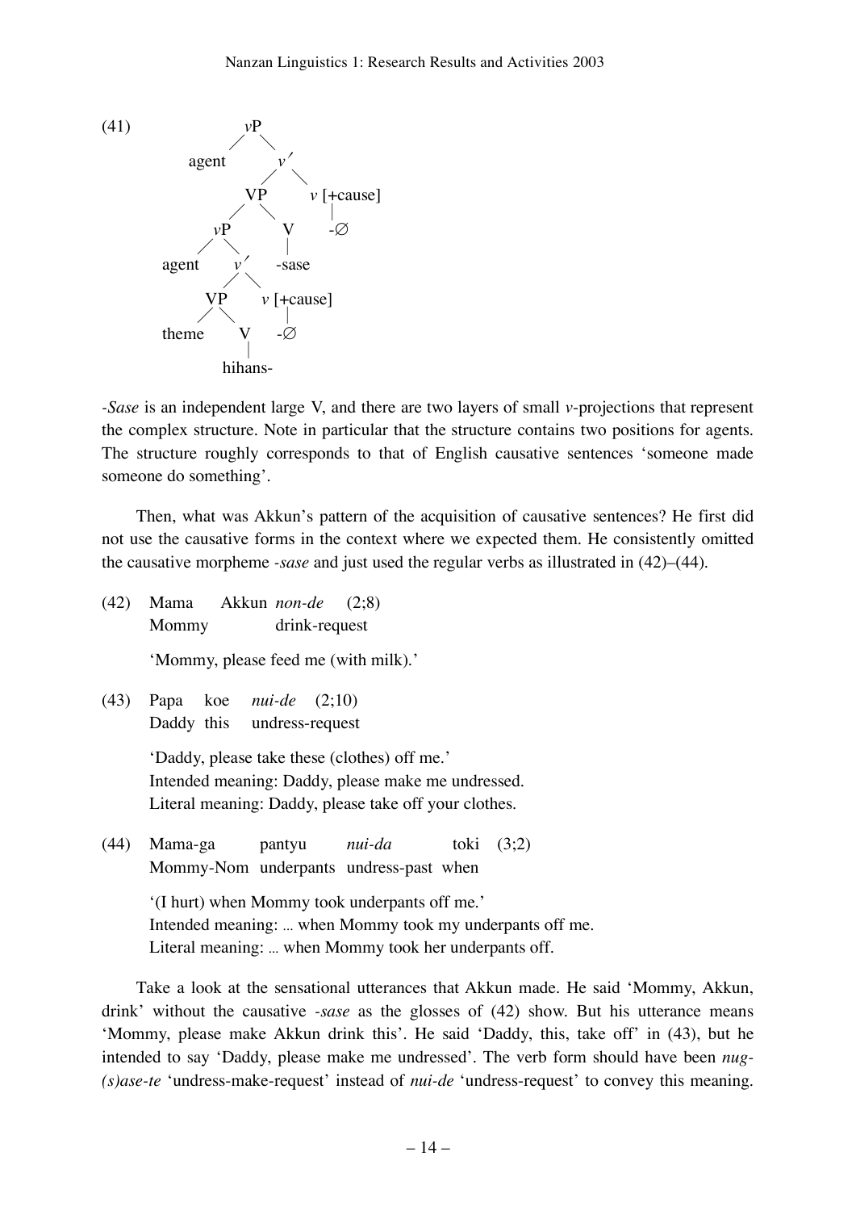(41)

```
                 vP
                /  \
           agent    v′
                   /  \
                 VP    v [+cause]
                /  \      |
              vP    V    -∅
             /  \   |
        agent    v′ -sase
                /  \
              VP    v [+cause]
             /  \      |
        theme    V    -∅
                 |
              hihans-
```

*-Sase* is an independent large V, and there are two layers of small *v*-projections that represent the complex structure. Note in particular that the structure contains two positions for agents. The structure roughly corresponds to that of English causative sentences 'someone made someone do something'.

Then, what was Akkun's pattern of the acquisition of causative sentences? He first did not use the causative forms in the context where we expected them. He consistently omitted the causative morpheme *-sase* and just used the regular verbs as illustrated in (42)–(44).

(42) Mama Akkun *non-de* (2;8)
Mommy drink-request

'Mommy, please feed me (with milk).'

(43) Papa koe *nui-de* (2;10)
Daddy this undress-request

'Daddy, please take these (clothes) off me.'
Intended meaning: Daddy, please make me undressed.
Literal meaning: Daddy, please take off your clothes.

(44) Mama-ga pantyu *nui-da* toki (3;2)
Mommy-Nom underpants undress-past when

'(I hurt) when Mommy took underpants off me.'
Intended meaning: ... when Mommy took my underpants off me.
Literal meaning: ... when Mommy took her underpants off.

Take a look at the sensational utterances that Akkun made. He said 'Mommy, Akkun, drink' without the causative *-sase* as the glosses of (42) show. But his utterance means 'Mommy, please make Akkun drink this'. He said 'Daddy, this, take off' in (43), but he intended to say 'Daddy, please make me undressed'. The verb form should have been *nug-(s)ase-te* 'undress-make-request' instead of *nui-de* 'undress-request' to convey this meaning.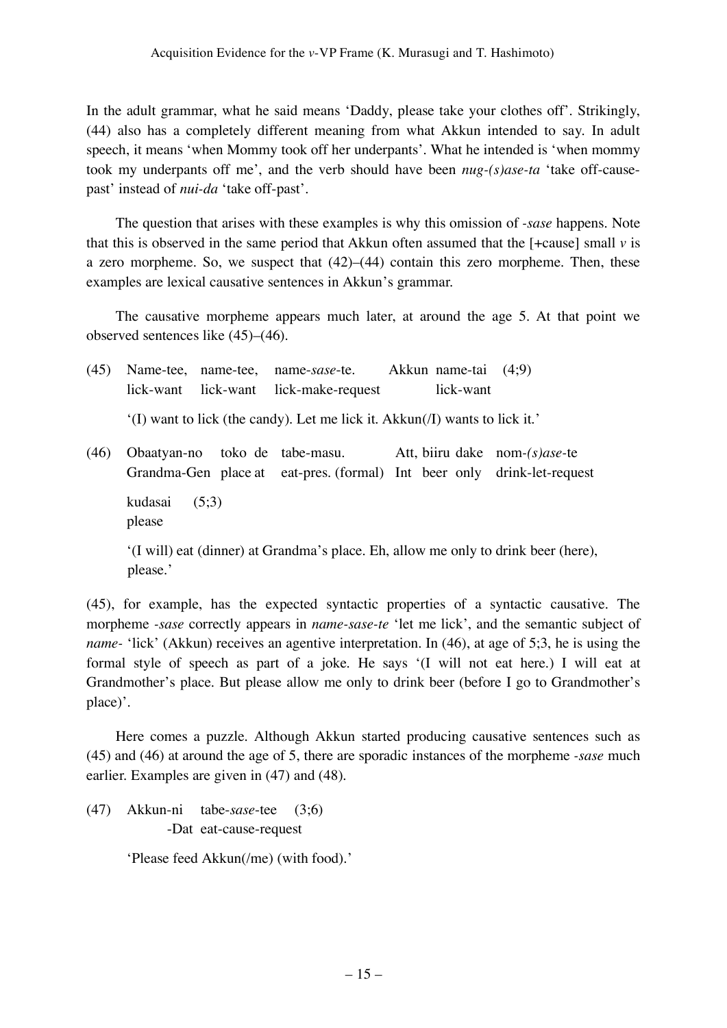In the adult grammar, what he said means 'Daddy, please take your clothes off'. Strikingly, (44) also has a completely different meaning from what Akkun intended to say. In adult speech, it means 'when Mommy took off her underpants'. What he intended is 'when mommy took my underpants off me', and the verb should have been *nug-(s)ase-ta* 'take off-cause-past' instead of *nui-da* 'take off-past'.

The question that arises with these examples is why this omission of *-sase* happens. Note that this is observed in the same period that Akkun often assumed that the [+cause] small *v* is a zero morpheme. So, we suspect that (42)–(44) contain this zero morpheme. Then, these examples are lexical causative sentences in Akkun's grammar.

The causative morpheme appears much later, at around the age 5. At that point we observed sentences like (45)–(46).

(45) Name-tee, name-tee, name-*sase*-te. Akkun name-tai (4;9)
lick-want lick-want lick-make-request lick-want

'(I) want to lick (the candy). Let me lick it. Akkun(/I) wants to lick it.'

(46) Obaatyan-no toko de tabe-masu. Att, biiru dake nom-*(s)ase*-te
Grandma-Gen place at eat-pres. (formal) Int beer only drink-let-request

kudasai (5;3)
please

'(I will) eat (dinner) at Grandma's place. Eh, allow me only to drink beer (here), please.'

(45), for example, has the expected syntactic properties of a syntactic causative. The morpheme *-sase* correctly appears in *name-sase-te* 'let me lick', and the semantic subject of *name-* 'lick' (Akkun) receives an agentive interpretation. In (46), at age of 5;3, he is using the formal style of speech as part of a joke. He says '(I will not eat here.) I will eat at Grandmother's place. But please allow me only to drink beer (before I go to Grandmother's place)'.

Here comes a puzzle. Although Akkun started producing causative sentences such as (45) and (46) at around the age of 5, there are sporadic instances of the morpheme *-sase* much earlier. Examples are given in (47) and (48).

(47) Akkun-ni tabe-*sase*-tee (3;6)
-Dat eat-cause-request

'Please feed Akkun(/me) (with food).'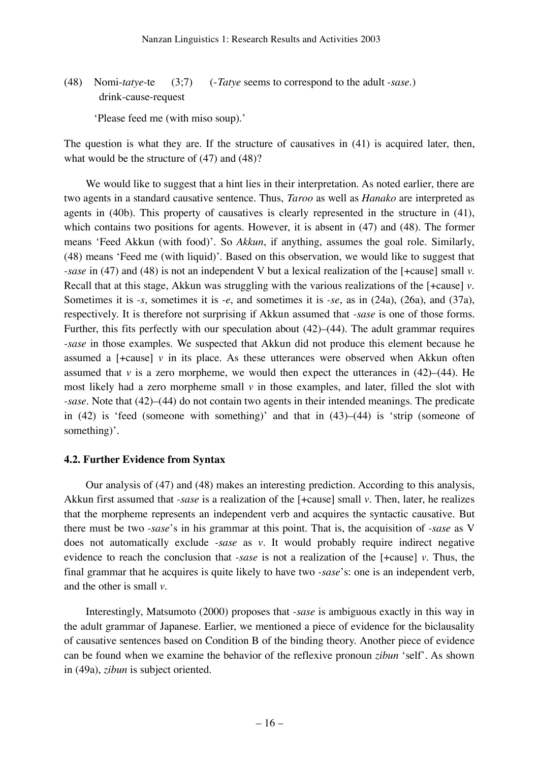(48) Nomi-*tatye*-te (3;7) (-*Tatye* seems to correspond to the adult -*sase*.)
drink-cause-request

'Please feed me (with miso soup).'

The question is what they are. If the structure of causatives in (41) is acquired later, then, what would be the structure of (47) and (48)?

We would like to suggest that a hint lies in their interpretation. As noted earlier, there are two agents in a standard causative sentence. Thus, *Taroo* as well as *Hanako* are interpreted as agents in (40b). This property of causatives is clearly represented in the structure in (41), which contains two positions for agents. However, it is absent in (47) and (48). The former means 'Feed Akkun (with food)'. So *Akkun*, if anything, assumes the goal role. Similarly, (48) means 'Feed me (with liquid)'. Based on this observation, we would like to suggest that -*sase* in (47) and (48) is not an independent V but a lexical realization of the [+cause] small *v*. Recall that at this stage, Akkun was struggling with the various realizations of the [+cause] *v*. Sometimes it is -*s*, sometimes it is -*e*, and sometimes it is -*se*, as in (24a), (26a), and (37a), respectively. It is therefore not surprising if Akkun assumed that -*sase* is one of those forms. Further, this fits perfectly with our speculation about (42)–(44). The adult grammar requires -*sase* in those examples. We suspected that Akkun did not produce this element because he assumed a [+cause] *v* in its place. As these utterances were observed when Akkun often assumed that *v* is a zero morpheme, we would then expect the utterances in (42)–(44). He most likely had a zero morpheme small *v* in those examples, and later, filled the slot with -*sase*. Note that (42)–(44) do not contain two agents in their intended meanings. The predicate in (42) is 'feed (someone with something)' and that in (43)–(44) is 'strip (someone of something)'.

### 4.2. Further Evidence from Syntax

Our analysis of (47) and (48) makes an interesting prediction. According to this analysis, Akkun first assumed that -*sase* is a realization of the [+cause] small *v*. Then, later, he realizes that the morpheme represents an independent verb and acquires the syntactic causative. But there must be two -*sase*'s in his grammar at this point. That is, the acquisition of -*sase* as V does not automatically exclude -*sase* as *v*. It would probably require indirect negative evidence to reach the conclusion that -*sase* is not a realization of the [+cause] *v*. Thus, the final grammar that he acquires is quite likely to have two -*sase*'s: one is an independent verb, and the other is small *v*.

Interestingly, Matsumoto (2000) proposes that -*sase* is ambiguous exactly in this way in the adult grammar of Japanese. Earlier, we mentioned a piece of evidence for the biclausality of causative sentences based on Condition B of the binding theory. Another piece of evidence can be found when we examine the behavior of the reflexive pronoun *zibun* 'self'. As shown in (49a), *zibun* is subject oriented.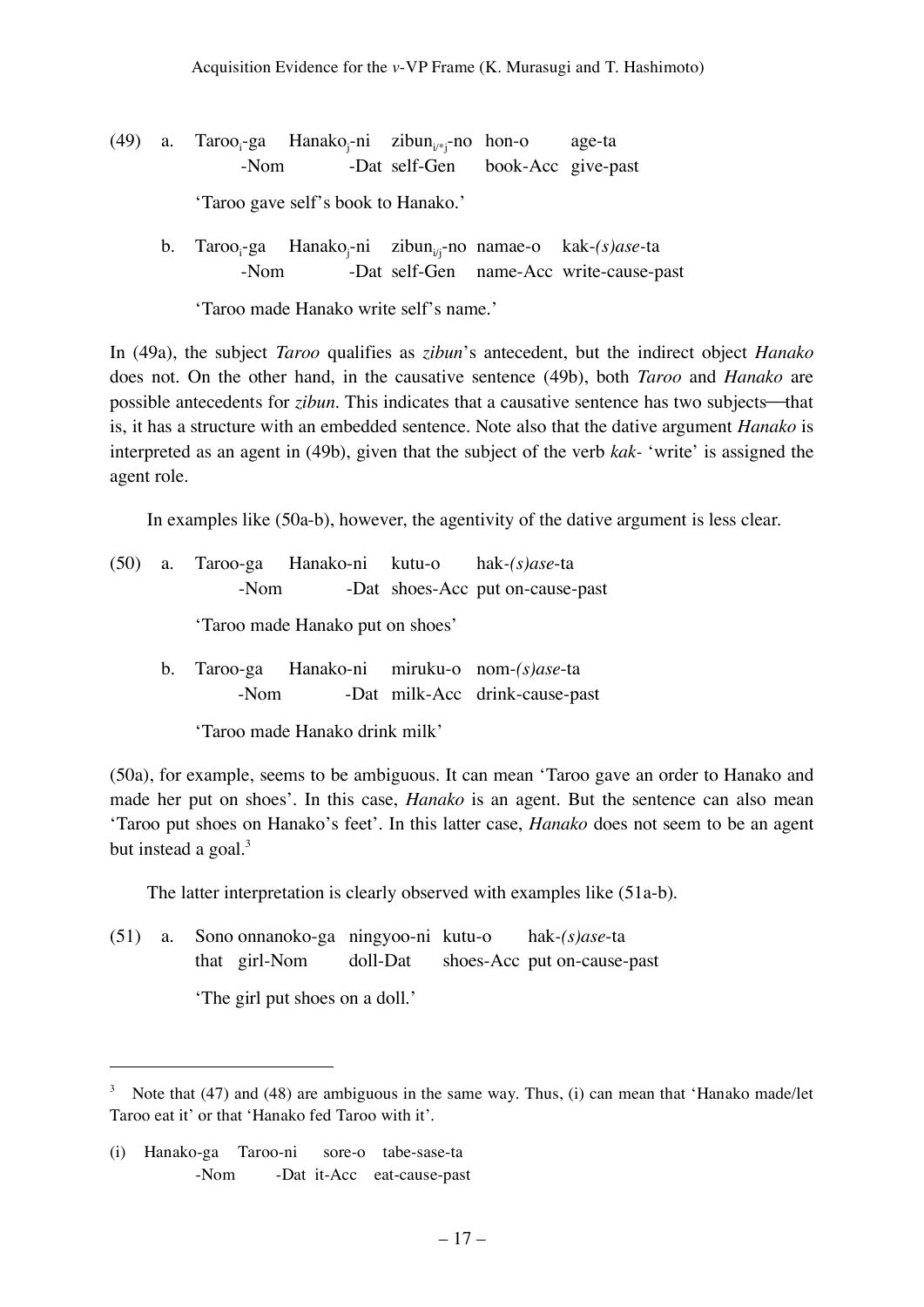(49) a. Taroo$_i$-ga Hanako$_j$-ni zibun$_{i/*j}$-no hon-o age-ta
  -Nom -Dat self-Gen book-Acc give-past

  'Taroo gave self's book to Hanako.'

b. Taroo$_i$-ga Hanako$_j$-ni zibun$_{i/j}$-no namae-o kak-*(s)ase*-ta
  -Nom -Dat self-Gen name-Acc write-cause-past

  'Taroo made Hanako write self's name.'

In (49a), the subject *Taroo* qualifies as *zibun*'s antecedent, but the indirect object *Hanako* does not. On the other hand, in the causative sentence (49b), both *Taroo* and *Hanako* are possible antecedents for *zibun*. This indicates that a causative sentence has two subjects—that is, it has a structure with an embedded sentence. Note also that the dative argument *Hanako* is interpreted as an agent in (49b), given that the subject of the verb *kak-* 'write' is assigned the agent role.

In examples like (50a-b), however, the agentivity of the dative argument is less clear.

(50) a. Taroo-ga Hanako-ni kutu-o hak-*(s)ase*-ta
  -Nom -Dat shoes-Acc put on-cause-past

  'Taroo made Hanako put on shoes'

b. Taroo-ga Hanako-ni miruku-o nom-*(s)ase*-ta
  -Nom -Dat milk-Acc drink-cause-past

  'Taroo made Hanako drink milk'

(50a), for example, seems to be ambiguous. It can mean 'Taroo gave an order to Hanako and made her put on shoes'. In this case, *Hanako* is an agent. But the sentence can also mean 'Taroo put shoes on Hanako's feet'. In this latter case, *Hanako* does not seem to be an agent but instead a goal.[3]

The latter interpretation is clearly observed with examples like (51a-b).

(51) a. Sono onnanoko-ga ningyoo-ni kutu-o hak-*(s)ase*-ta
  that girl-Nom doll-Dat shoes-Acc put on-cause-past

  'The girl put shoes on a doll.'

---

[3] Note that (47) and (48) are ambiguous in the same way. Thus, (i) can mean that 'Hanako made/let Taroo eat it' or that 'Hanako fed Taroo with it'.

(i) Hanako-ga Taroo-ni sore-o tabe-sase-ta
  -Nom -Dat it-Acc eat-cause-past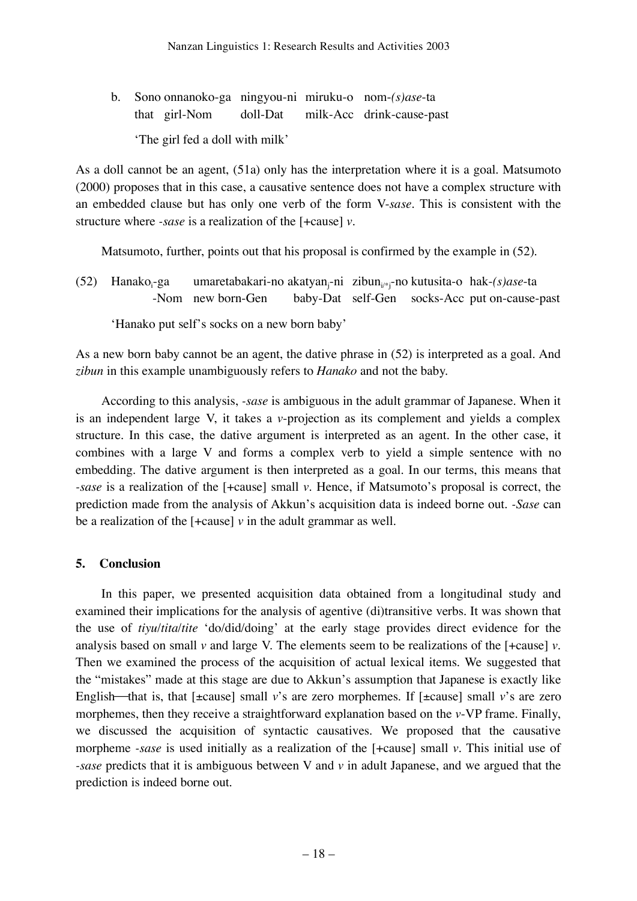b. Sono onnanoko-ga ningyou-ni miruku-o nom-*(s)ase*-ta
   that girl-Nom doll-Dat milk-Acc drink-cause-past

   'The girl fed a doll with milk'

As a doll cannot be an agent, (51a) only has the interpretation where it is a goal. Matsumoto (2000) proposes that in this case, a causative sentence does not have a complex structure with an embedded clause but has only one verb of the form V-*sase*. This is consistent with the structure where *-sase* is a realization of the [+cause] *v*.

Matsumoto, further, points out that his proposal is confirmed by the example in (52).

(52) Hanako$_i$-ga umaretabakari-no akatyan$_j$-ni zibun$_{i/*j}$-no kutusita-o hak-*(s)ase*-ta
     -Nom new born-Gen baby-Dat self-Gen socks-Acc put on-cause-past

   'Hanako put self's socks on a new born baby'

As a new born baby cannot be an agent, the dative phrase in (52) is interpreted as a goal. And *zibun* in this example unambiguously refers to *Hanako* and not the baby.

According to this analysis, *-sase* is ambiguous in the adult grammar of Japanese. When it is an independent large V, it takes a *v*-projection as its complement and yields a complex structure. In this case, the dative argument is interpreted as an agent. In the other case, it combines with a large V and forms a complex verb to yield a simple sentence with no embedding. The dative argument is then interpreted as a goal. In our terms, this means that *-sase* is a realization of the [+cause] small *v*. Hence, if Matsumoto's proposal is correct, the prediction made from the analysis of Akkun's acquisition data is indeed borne out. *-Sase* can be a realization of the [+cause] *v* in the adult grammar as well.

## 5. Conclusion

In this paper, we presented acquisition data obtained from a longitudinal study and examined their implications for the analysis of agentive (di)transitive verbs. It was shown that the use of *tiyu*/*tita*/*tite* 'do/did/doing' at the early stage provides direct evidence for the analysis based on small *v* and large V. The elements seem to be realizations of the [+cause] *v*. Then we examined the process of the acquisition of actual lexical items. We suggested that the "mistakes" made at this stage are due to Akkun's assumption that Japanese is exactly like English—that is, that [±cause] small *v*'s are zero morphemes. If [±cause] small *v*'s are zero morphemes, then they receive a straightforward explanation based on the *v*-VP frame. Finally, we discussed the acquisition of syntactic causatives. We proposed that the causative morpheme *-sase* is used initially as a realization of the [+cause] small *v*. This initial use of *-sase* predicts that it is ambiguous between V and *v* in adult Japanese, and we argued that the prediction is indeed borne out.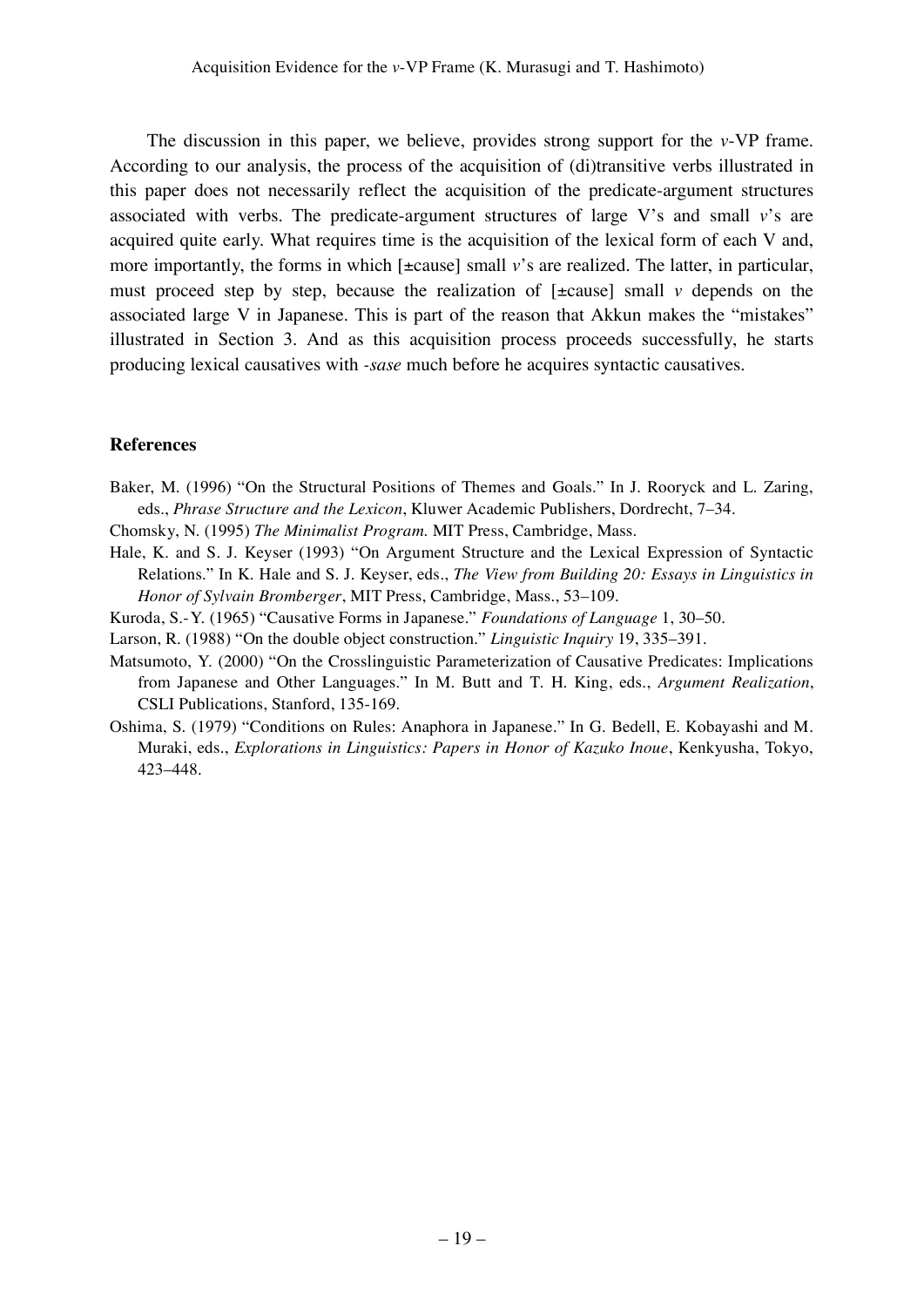The discussion in this paper, we believe, provides strong support for the *v*-VP frame. According to our analysis, the process of the acquisition of (di)transitive verbs illustrated in this paper does not necessarily reflect the acquisition of the predicate-argument structures associated with verbs. The predicate-argument structures of large V's and small *v*'s are acquired quite early. What requires time is the acquisition of the lexical form of each V and, more importantly, the forms in which [±cause] small *v*'s are realized. The latter, in particular, must proceed step by step, because the realization of [±cause] small *v* depends on the associated large V in Japanese. This is part of the reason that Akkun makes the "mistakes" illustrated in Section 3. And as this acquisition process proceeds successfully, he starts producing lexical causatives with *-sase* much before he acquires syntactic causatives.

## References

Baker, M. (1996) "On the Structural Positions of Themes and Goals." In J. Rooryck and L. Zaring, eds., *Phrase Structure and the Lexicon*, Kluwer Academic Publishers, Dordrecht, 7–34.

Chomsky, N. (1995) *The Minimalist Program*. MIT Press, Cambridge, Mass.

Hale, K. and S. J. Keyser (1993) "On Argument Structure and the Lexical Expression of Syntactic Relations." In K. Hale and S. J. Keyser, eds., *The View from Building 20: Essays in Linguistics in Honor of Sylvain Bromberger*, MIT Press, Cambridge, Mass., 53–109.

Kuroda, S.-Y. (1965) "Causative Forms in Japanese." *Foundations of Language* 1, 30–50.

Larson, R. (1988) "On the double object construction." *Linguistic Inquiry* 19, 335–391.

Matsumoto, Y. (2000) "On the Crosslinguistic Parameterization of Causative Predicates: Implications from Japanese and Other Languages." In M. Butt and T. H. King, eds., *Argument Realization*, CSLI Publications, Stanford, 135-169.

Oshima, S. (1979) "Conditions on Rules: Anaphora in Japanese." In G. Bedell, E. Kobayashi and M. Muraki, eds., *Explorations in Linguistics: Papers in Honor of Kazuko Inoue*, Kenkyusha, Tokyo, 423–448.